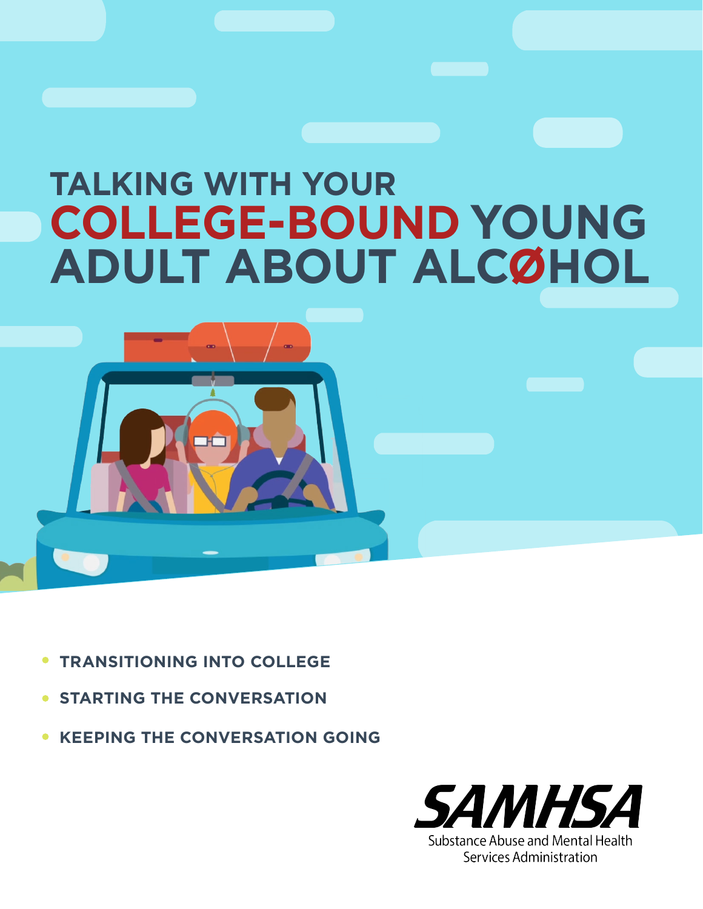# TALKING WITH YOUR COLLEGE-BOUND YOUNG ADULT ABOUT ALCØHOL

- TRANSITIONING INTO COLLEGE
- STARTING THE CONVERSATION
- KEEPING THE CONVERSATION GOING

SAMHSA
Substance Abuse and Mental Health Services Administration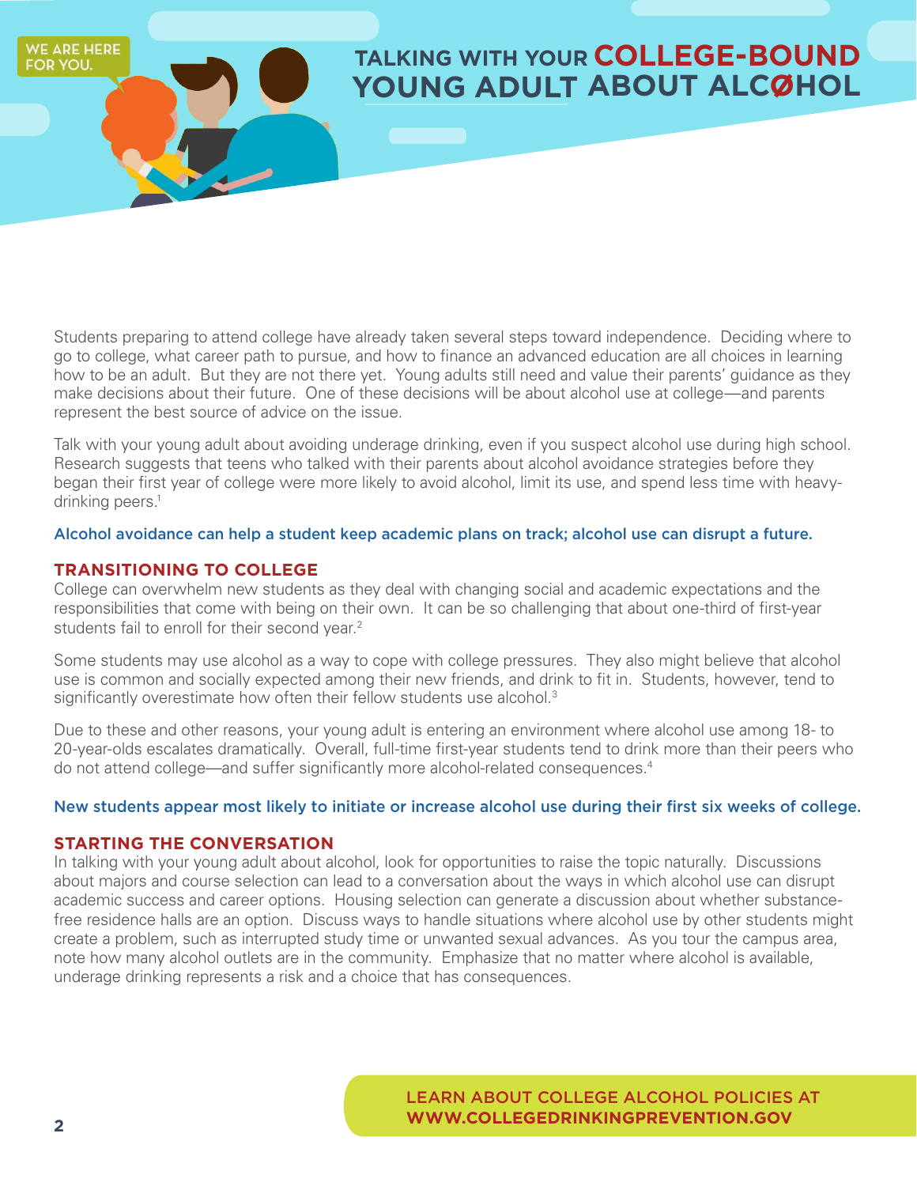WE ARE HERE FOR YOU.

# TALKING WITH YOUR COLLEGE-BOUND YOUNG ADULT ABOUT ALCØHOL

Students preparing to attend college have already taken several steps toward independence. Deciding where to go to college, what career path to pursue, and how to finance an advanced education are all choices in learning how to be an adult. But they are not there yet. Young adults still need and value their parents' guidance as they make decisions about their future. One of these decisions will be about alcohol use at college—and parents represent the best source of advice on the issue.

Talk with your young adult about avoiding underage drinking, even if you suspect alcohol use during high school. Research suggests that teens who talked with their parents about alcohol avoidance strategies before they began their first year of college were more likely to avoid alcohol, limit its use, and spend less time with heavy-drinking peers.[1]

**Alcohol avoidance can help a student keep academic plans on track; alcohol use can disrupt a future.**

## TRANSITIONING TO COLLEGE

College can overwhelm new students as they deal with changing social and academic expectations and the responsibilities that come with being on their own. It can be so challenging that about one-third of first-year students fail to enroll for their second year.[2]

Some students may use alcohol as a way to cope with college pressures. They also might believe that alcohol use is common and socially expected among their new friends, and drink to fit in. Students, however, tend to significantly overestimate how often their fellow students use alcohol.[3]

Due to these and other reasons, your young adult is entering an environment where alcohol use among 18- to 20-year-olds escalates dramatically. Overall, full-time first-year students tend to drink more than their peers who do not attend college—and suffer significantly more alcohol-related consequences.[4]

**New students appear most likely to initiate or increase alcohol use during their first six weeks of college.**

## STARTING THE CONVERSATION

In talking with your young adult about alcohol, look for opportunities to raise the topic naturally. Discussions about majors and course selection can lead to a conversation about the ways in which alcohol use can disrupt academic success and career options. Housing selection can generate a discussion about whether substance-free residence halls are an option. Discuss ways to handle situations where alcohol use by other students might create a problem, such as interrupted study time or unwanted sexual advances. As you tour the campus area, note how many alcohol outlets are in the community. Emphasize that no matter where alcohol is available, underage drinking represents a risk and a choice that has consequences.

**LEARN ABOUT COLLEGE ALCOHOL POLICIES AT WWW.COLLEGEDRINKINGPREVENTION.GOV**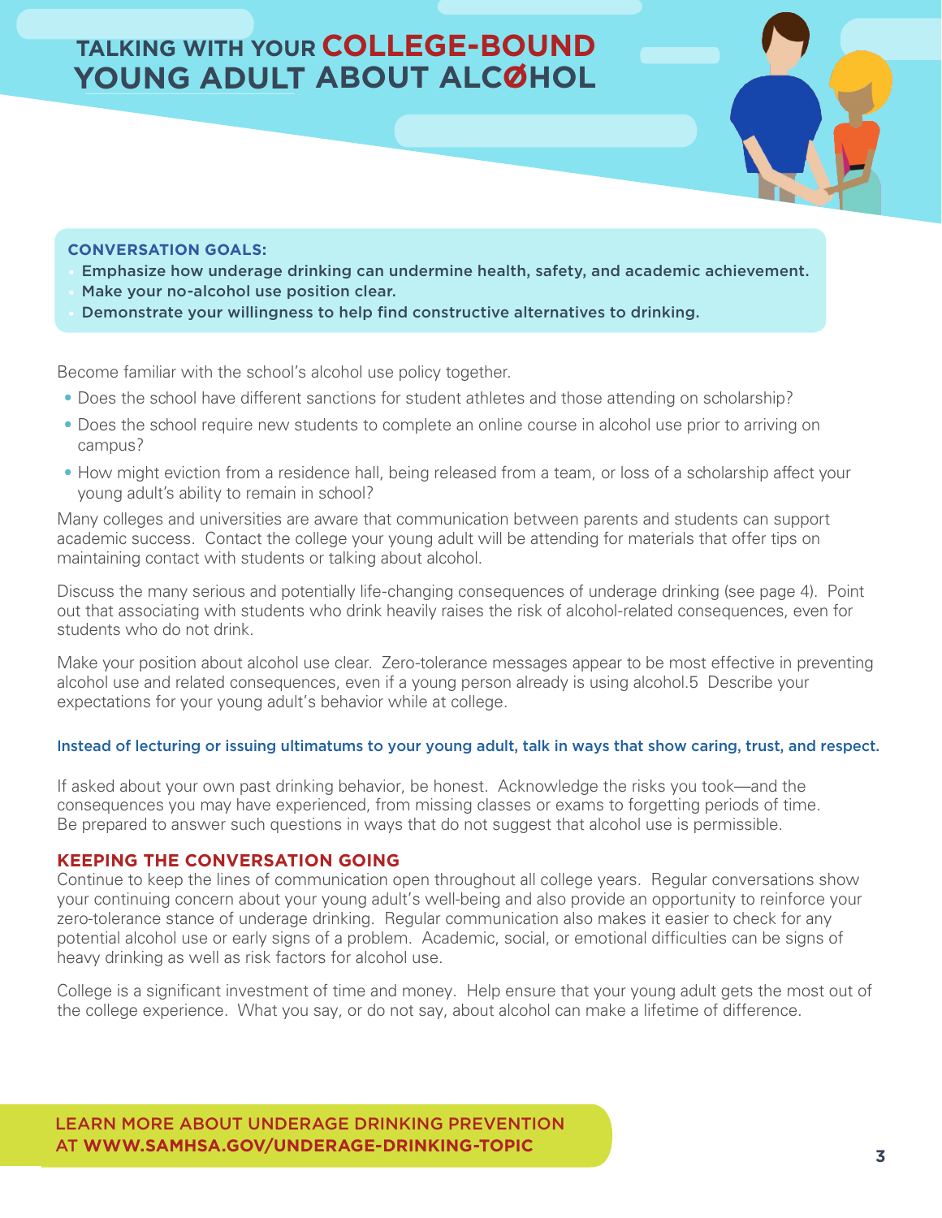# TALKING WITH YOUR COLLEGE-BOUND YOUNG ADULT ABOUT ALCOHOL

**CONVERSATION GOALS:**

- **Emphasize how underage drinking can undermine health, safety, and academic achievement.**
- **Make your no-alcohol use position clear.**
- **Demonstrate your willingness to help find constructive alternatives to drinking.**

Become familiar with the school's alcohol use policy together.

- Does the school have different sanctions for student athletes and those attending on scholarship?
- Does the school require new students to complete an online course in alcohol use prior to arriving on campus?
- How might eviction from a residence hall, being released from a team, or loss of a scholarship affect your young adult's ability to remain in school?

Many colleges and universities are aware that communication between parents and students can support academic success. Contact the college your young adult will be attending for materials that offer tips on maintaining contact with students or talking about alcohol.

Discuss the many serious and potentially life-changing consequences of underage drinking (see page 4). Point out that associating with students who drink heavily raises the risk of alcohol-related consequences, even for students who do not drink.

Make your position about alcohol use clear. Zero-tolerance messages appear to be most effective in preventing alcohol use and related consequences, even if a young person already is using alcohol.[5] Describe your expectations for your young adult's behavior while at college.

**Instead of lecturing or issuing ultimatums to your young adult, talk in ways that show caring, trust, and respect.**

If asked about your own past drinking behavior, be honest. Acknowledge the risks you took—and the consequences you may have experienced, from missing classes or exams to forgetting periods of time. Be prepared to answer such questions in ways that do not suggest that alcohol use is permissible.

## KEEPING THE CONVERSATION GOING

Continue to keep the lines of communication open throughout all college years. Regular conversations show your continuing concern about your young adult's well-being and also provide an opportunity to reinforce your zero-tolerance stance of underage drinking. Regular communication also makes it easier to check for any potential alcohol use or early signs of a problem. Academic, social, or emotional difficulties can be signs of heavy drinking as well as risk factors for alcohol use.

College is a significant investment of time and money. Help ensure that your young adult gets the most out of the college experience. What you say, or do not say, about alcohol can make a lifetime of difference.

LEARN MORE ABOUT UNDERAGE DRINKING PREVENTION AT **WWW.SAMHSA.GOV/UNDERAGE-DRINKING-TOPIC**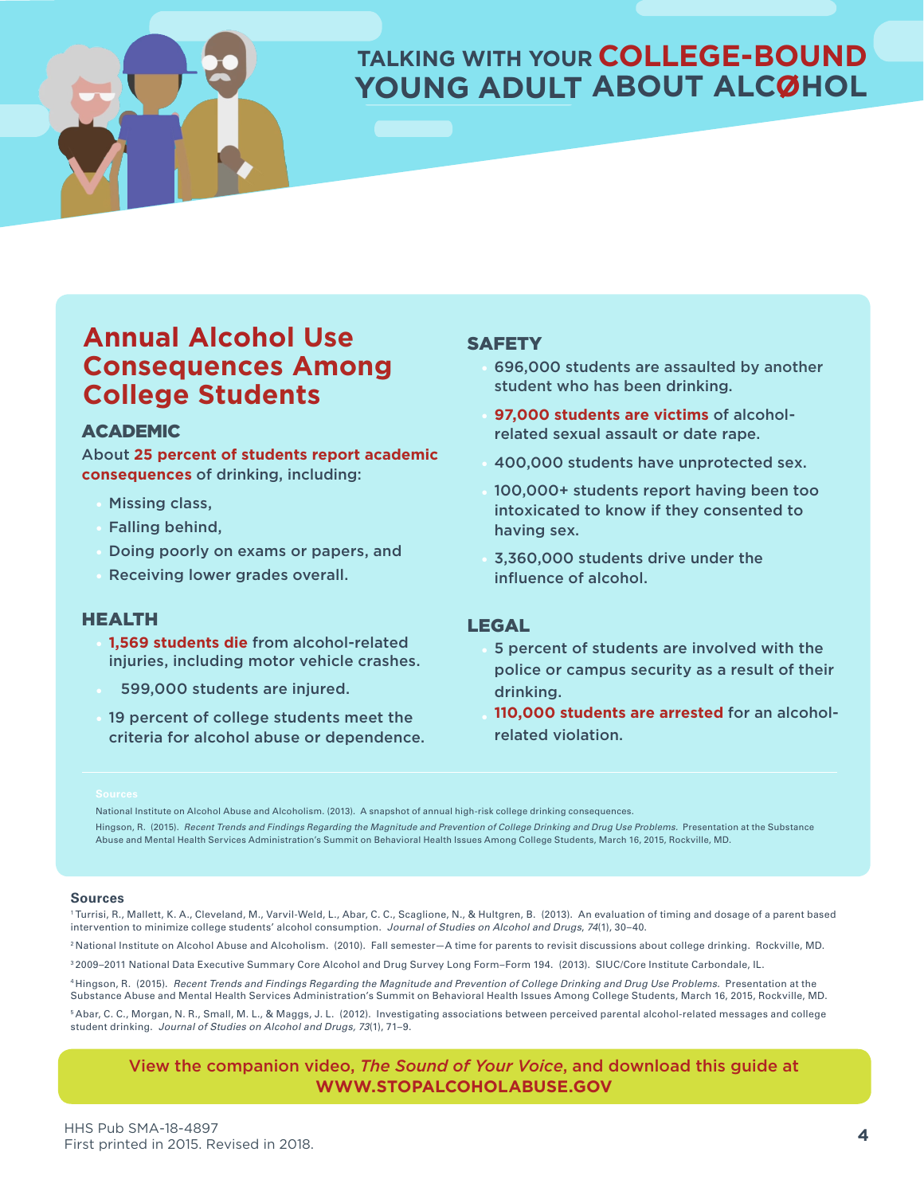# TALKING WITH YOUR COLLEGE-BOUND YOUNG ADULT ABOUT ALCØHOL

## Annual Alcohol Use Consequences Among College Students

### ACADEMIC

About **25 percent of students report academic consequences** of drinking, including:

- Missing class,
- Falling behind,
- Doing poorly on exams or papers, and
- Receiving lower grades overall.

### HEALTH

- **1,569 students die** from alcohol-related injuries, including motor vehicle crashes.
- 599,000 students are injured.
- 19 percent of college students meet the criteria for alcohol abuse or dependence.

### SAFETY

- 696,000 students are assaulted by another student who has been drinking.
- **97,000 students are victims** of alcohol-related sexual assault or date rape.
- 400,000 students have unprotected sex.
- 100,000+ students report having been too intoxicated to know if they consented to having sex.
- 3,360,000 students drive under the influence of alcohol.

### LEGAL

- 5 percent of students are involved with the police or campus security as a result of their drinking.
- **110,000 students are arrested** for an alcohol-related violation.

Sources

National Institute on Alcohol Abuse and Alcoholism. (2013). A snapshot of annual high-risk college drinking consequences.

Hingson, R. (2015). *Recent Trends and Findings Regarding the Magnitude and Prevention of College Drinking and Drug Use Problems.* Presentation at the Substance Abuse and Mental Health Services Administration's Summit on Behavioral Health Issues Among College Students, March 16, 2015, Rockville, MD.

### Sources

[1] Turrisi, R., Mallett, K. A., Cleveland, M., Varvil-Weld, L., Abar, C. C., Scaglione, N., & Hultgren, B. (2013). An evaluation of timing and dosage of a parent based intervention to minimize college students' alcohol consumption. *Journal of Studies on Alcohol and Drugs, 74*(1), 30–40.

[2] National Institute on Alcohol Abuse and Alcoholism. (2010). Fall semester—A time for parents to revisit discussions about college drinking. Rockville, MD.

[3] 2009–2011 National Data Executive Summary Core Alcohol and Drug Survey Long Form–Form 194. (2013). SIUC/Core Institute Carbondale, IL.

[4] Hingson, R. (2015). *Recent Trends and Findings Regarding the Magnitude and Prevention of College Drinking and Drug Use Problems.* Presentation at the Substance Abuse and Mental Health Services Administration's Summit on Behavioral Health Issues Among College Students, March 16, 2015, Rockville, MD.

[5] Abar, C. C., Morgan, N. R., Small, M. L., & Maggs, J. L. (2012). Investigating associations between perceived parental alcohol-related messages and college student drinking. *Journal of Studies on Alcohol and Drugs, 73*(1), 71–9.

View the companion video, *The Sound of Your Voice*, and download this guide at **WWW.STOPALCOHOLABUSE.GOV**

HHS Pub SMA-18-4897
First printed in 2015. Revised in 2018.